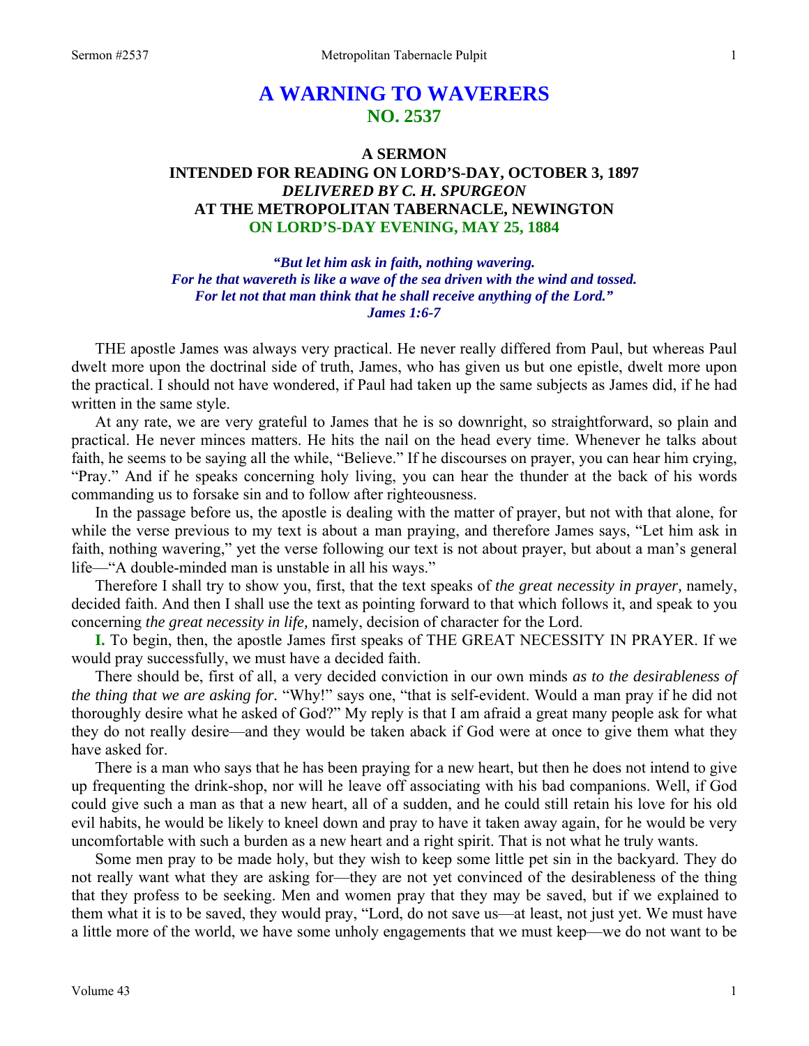# A WARNING TO WAVERERS
## NO. 2537

### A SERMON
### INTENDED FOR READING ON LORD'S-DAY, OCTOBER 3, 1897
### *DELIVERED BY C. H. SPURGEON*
### AT THE METROPOLITAN TABERNACLE, NEWINGTON
### ON LORD'S-DAY EVENING, MAY 25, 1884

*"But let him ask in faith, nothing wavering.*
*For he that wavereth is like a wave of the sea driven with the wind and tossed.*
*For let not that man think that he shall receive anything of the Lord."*
*James 1:6-7*

THE apostle James was always very practical. He never really differed from Paul, but whereas Paul dwelt more upon the doctrinal side of truth, James, who has given us but one epistle, dwelt more upon the practical. I should not have wondered, if Paul had taken up the same subjects as James did, if he had written in the same style.

At any rate, we are very grateful to James that he is so downright, so straightforward, so plain and practical. He never minces matters. He hits the nail on the head every time. Whenever he talks about faith, he seems to be saying all the while, "Believe." If he discourses on prayer, you can hear him crying, "Pray." And if he speaks concerning holy living, you can hear the thunder at the back of his words commanding us to forsake sin and to follow after righteousness.

In the passage before us, the apostle is dealing with the matter of prayer, but not with that alone, for while the verse previous to my text is about a man praying, and therefore James says, "Let him ask in faith, nothing wavering," yet the verse following our text is not about prayer, but about a man's general life—"A double-minded man is unstable in all his ways."

Therefore I shall try to show you, first, that the text speaks of *the great necessity in prayer,* namely, decided faith. And then I shall use the text as pointing forward to that which follows it, and speak to you concerning *the great necessity in life,* namely, decision of character for the Lord.

**I.** To begin, then, the apostle James first speaks of THE GREAT NECESSITY IN PRAYER. If we would pray successfully, we must have a decided faith.

There should be, first of all, a very decided conviction in our own minds *as to the desirableness of the thing that we are asking for.* "Why!" says one, "that is self-evident. Would a man pray if he did not thoroughly desire what he asked of God?" My reply is that I am afraid a great many people ask for what they do not really desire—and they would be taken aback if God were at once to give them what they have asked for.

There is a man who says that he has been praying for a new heart, but then he does not intend to give up frequenting the drink-shop, nor will he leave off associating with his bad companions. Well, if God could give such a man as that a new heart, all of a sudden, and he could still retain his love for his old evil habits, he would be likely to kneel down and pray to have it taken away again, for he would be very uncomfortable with such a burden as a new heart and a right spirit. That is not what he truly wants.

Some men pray to be made holy, but they wish to keep some little pet sin in the backyard. They do not really want what they are asking for—they are not yet convinced of the desirableness of the thing that they profess to be seeking. Men and women pray that they may be saved, but if we explained to them what it is to be saved, they would pray, "Lord, do not save us—at least, not just yet. We must have a little more of the world, we have some unholy engagements that we must keep—we do not want to be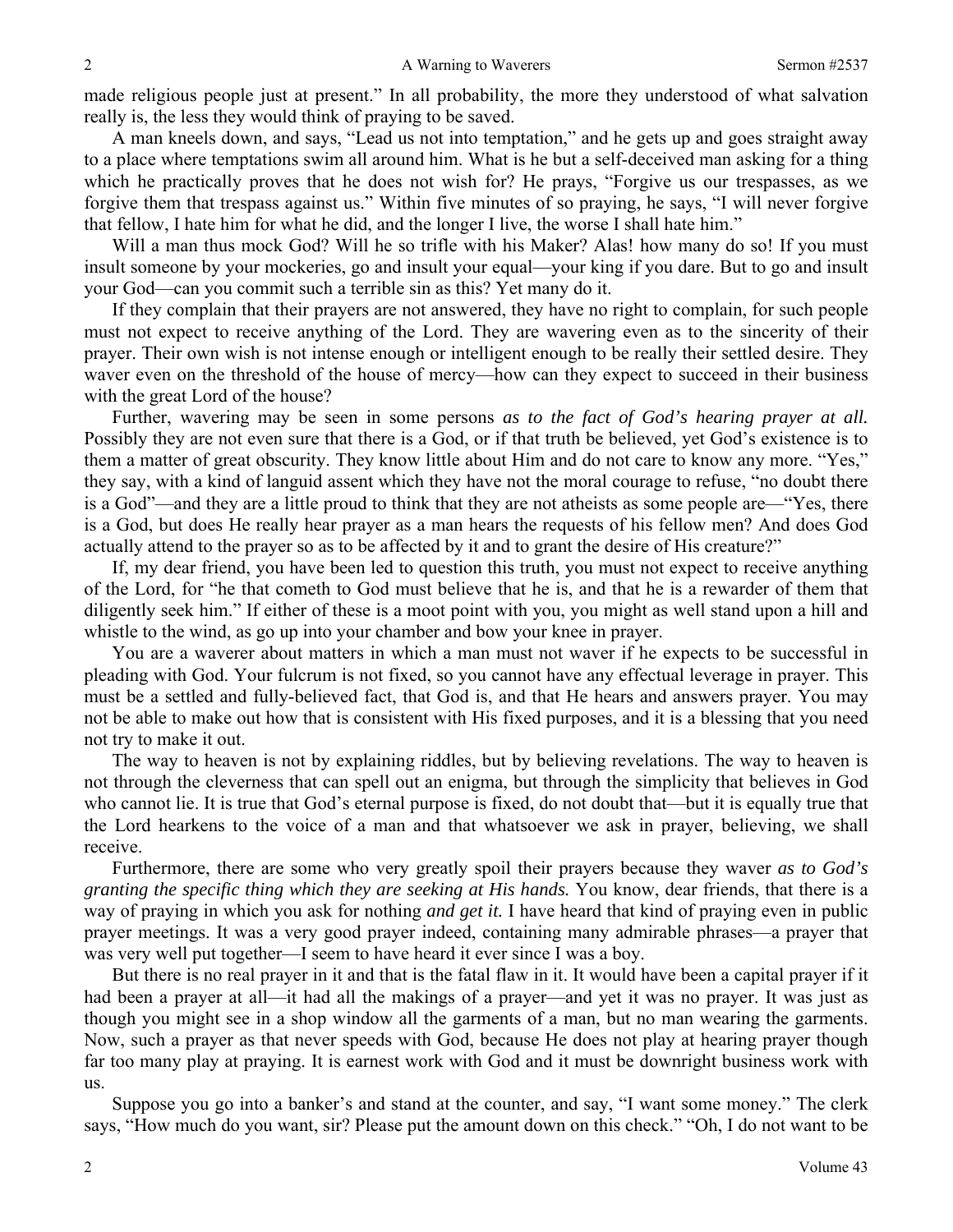made religious people just at present." In all probability, the more they understood of what salvation really is, the less they would think of praying to be saved.

A man kneels down, and says, "Lead us not into temptation," and he gets up and goes straight away to a place where temptations swim all around him. What is he but a self-deceived man asking for a thing which he practically proves that he does not wish for? He prays, "Forgive us our trespasses, as we forgive them that trespass against us." Within five minutes of so praying, he says, "I will never forgive that fellow, I hate him for what he did, and the longer I live, the worse I shall hate him."

Will a man thus mock God? Will he so trifle with his Maker? Alas! how many do so! If you must insult someone by your mockeries, go and insult your equal—your king if you dare. But to go and insult your God—can you commit such a terrible sin as this? Yet many do it.

If they complain that their prayers are not answered, they have no right to complain, for such people must not expect to receive anything of the Lord. They are wavering even as to the sincerity of their prayer. Their own wish is not intense enough or intelligent enough to be really their settled desire. They waver even on the threshold of the house of mercy—how can they expect to succeed in their business with the great Lord of the house?

Further, wavering may be seen in some persons *as to the fact of God's hearing prayer at all.* Possibly they are not even sure that there is a God, or if that truth be believed, yet God's existence is to them a matter of great obscurity. They know little about Him and do not care to know any more. "Yes," they say, with a kind of languid assent which they have not the moral courage to refuse, "no doubt there is a God"—and they are a little proud to think that they are not atheists as some people are—"Yes, there is a God, but does He really hear prayer as a man hears the requests of his fellow men? And does God actually attend to the prayer so as to be affected by it and to grant the desire of His creature?"

If, my dear friend, you have been led to question this truth, you must not expect to receive anything of the Lord, for "he that cometh to God must believe that he is, and that he is a rewarder of them that diligently seek him." If either of these is a moot point with you, you might as well stand upon a hill and whistle to the wind, as go up into your chamber and bow your knee in prayer.

You are a waverer about matters in which a man must not waver if he expects to be successful in pleading with God. Your fulcrum is not fixed, so you cannot have any effectual leverage in prayer. This must be a settled and fully-believed fact, that God is, and that He hears and answers prayer. You may not be able to make out how that is consistent with His fixed purposes, and it is a blessing that you need not try to make it out.

The way to heaven is not by explaining riddles, but by believing revelations. The way to heaven is not through the cleverness that can spell out an enigma, but through the simplicity that believes in God who cannot lie. It is true that God's eternal purpose is fixed, do not doubt that—but it is equally true that the Lord hearkens to the voice of a man and that whatsoever we ask in prayer, believing, we shall receive.

Furthermore, there are some who very greatly spoil their prayers because they waver *as to God's granting the specific thing which they are seeking at His hands.* You know, dear friends, that there is a way of praying in which you ask for nothing *and get it.* I have heard that kind of praying even in public prayer meetings. It was a very good prayer indeed, containing many admirable phrases—a prayer that was very well put together—I seem to have heard it ever since I was a boy.

But there is no real prayer in it and that is the fatal flaw in it. It would have been a capital prayer if it had been a prayer at all—it had all the makings of a prayer—and yet it was no prayer. It was just as though you might see in a shop window all the garments of a man, but no man wearing the garments. Now, such a prayer as that never speeds with God, because He does not play at hearing prayer though far too many play at praying. It is earnest work with God and it must be downright business work with us.

Suppose you go into a banker's and stand at the counter, and say, "I want some money." The clerk says, "How much do you want, sir? Please put the amount down on this check." "Oh, I do not want to be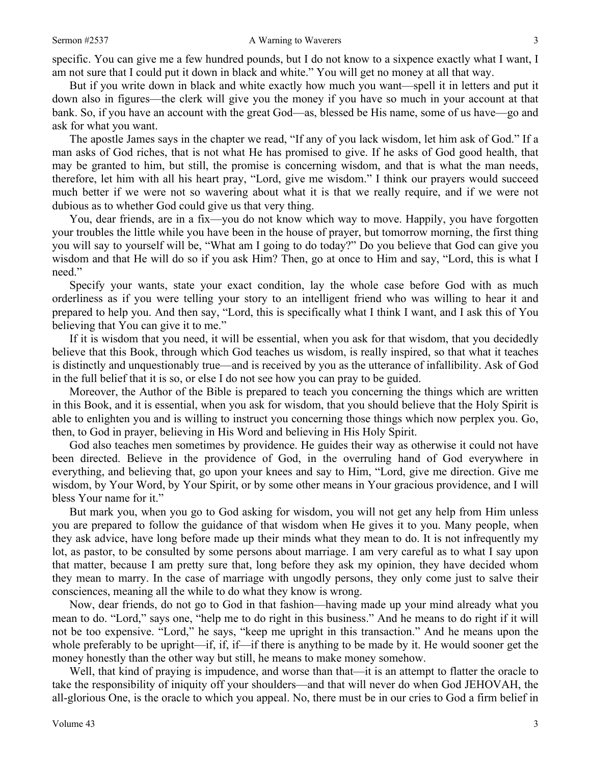specific. You can give me a few hundred pounds, but I do not know to a sixpence exactly what I want, I am not sure that I could put it down in black and white." You will get no money at all that way.

But if you write down in black and white exactly how much you want—spell it in letters and put it down also in figures—the clerk will give you the money if you have so much in your account at that bank. So, if you have an account with the great God—as, blessed be His name, some of us have—go and ask for what you want.

The apostle James says in the chapter we read, "If any of you lack wisdom, let him ask of God." If a man asks of God riches, that is not what He has promised to give. If he asks of God good health, that may be granted to him, but still, the promise is concerning wisdom, and that is what the man needs, therefore, let him with all his heart pray, "Lord, give me wisdom." I think our prayers would succeed much better if we were not so wavering about what it is that we really require, and if we were not dubious as to whether God could give us that very thing.

You, dear friends, are in a fix—you do not know which way to move. Happily, you have forgotten your troubles the little while you have been in the house of prayer, but tomorrow morning, the first thing you will say to yourself will be, "What am I going to do today?" Do you believe that God can give you wisdom and that He will do so if you ask Him? Then, go at once to Him and say, "Lord, this is what I need."

Specify your wants, state your exact condition, lay the whole case before God with as much orderliness as if you were telling your story to an intelligent friend who was willing to hear it and prepared to help you. And then say, "Lord, this is specifically what I think I want, and I ask this of You believing that You can give it to me."

If it is wisdom that you need, it will be essential, when you ask for that wisdom, that you decidedly believe that this Book, through which God teaches us wisdom, is really inspired, so that what it teaches is distinctly and unquestionably true—and is received by you as the utterance of infallibility. Ask of God in the full belief that it is so, or else I do not see how you can pray to be guided.

Moreover, the Author of the Bible is prepared to teach you concerning the things which are written in this Book, and it is essential, when you ask for wisdom, that you should believe that the Holy Spirit is able to enlighten you and is willing to instruct you concerning those things which now perplex you. Go, then, to God in prayer, believing in His Word and believing in His Holy Spirit.

God also teaches men sometimes by providence. He guides their way as otherwise it could not have been directed. Believe in the providence of God, in the overruling hand of God everywhere in everything, and believing that, go upon your knees and say to Him, "Lord, give me direction. Give me wisdom, by Your Word, by Your Spirit, or by some other means in Your gracious providence, and I will bless Your name for it."

But mark you, when you go to God asking for wisdom, you will not get any help from Him unless you are prepared to follow the guidance of that wisdom when He gives it to you. Many people, when they ask advice, have long before made up their minds what they mean to do. It is not infrequently my lot, as pastor, to be consulted by some persons about marriage. I am very careful as to what I say upon that matter, because I am pretty sure that, long before they ask my opinion, they have decided whom they mean to marry. In the case of marriage with ungodly persons, they only come just to salve their consciences, meaning all the while to do what they know is wrong.

Now, dear friends, do not go to God in that fashion—having made up your mind already what you mean to do. "Lord," says one, "help me to do right in this business." And he means to do right if it will not be too expensive. "Lord," he says, "keep me upright in this transaction." And he means upon the whole preferably to be upright—if, if, if—if there is anything to be made by it. He would sooner get the money honestly than the other way but still, he means to make money somehow.

Well, that kind of praying is impudence, and worse than that—it is an attempt to flatter the oracle to take the responsibility of iniquity off your shoulders—and that will never do when God JEHOVAH, the all-glorious One, is the oracle to which you appeal. No, there must be in our cries to God a firm belief in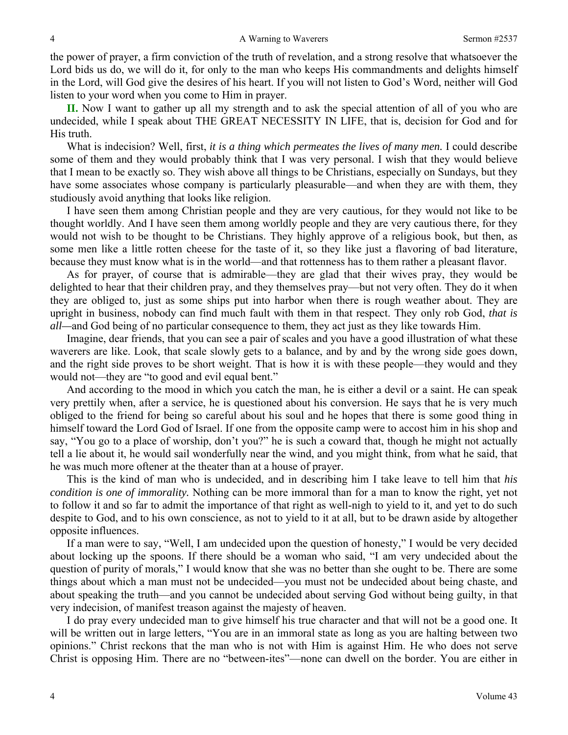the power of prayer, a firm conviction of the truth of revelation, and a strong resolve that whatsoever the Lord bids us do, we will do it, for only to the man who keeps His commandments and delights himself in the Lord, will God give the desires of his heart. If you will not listen to God's Word, neither will God listen to your word when you come to Him in prayer.

**II.** Now I want to gather up all my strength and to ask the special attention of all of you who are undecided, while I speak about THE GREAT NECESSITY IN LIFE, that is, decision for God and for His truth.

What is indecision? Well, first, *it is a thing which permeates the lives of many men.* I could describe some of them and they would probably think that I was very personal. I wish that they would believe that I mean to be exactly so. They wish above all things to be Christians, especially on Sundays, but they have some associates whose company is particularly pleasurable—and when they are with them, they studiously avoid anything that looks like religion.

I have seen them among Christian people and they are very cautious, for they would not like to be thought worldly. And I have seen them among worldly people and they are very cautious there, for they would not wish to be thought to be Christians. They highly approve of a religious book, but then, as some men like a little rotten cheese for the taste of it, so they like just a flavoring of bad literature, because they must know what is in the world—and that rottenness has to them rather a pleasant flavor.

As for prayer, of course that is admirable—they are glad that their wives pray, they would be delighted to hear that their children pray, and they themselves pray—but not very often. They do it when they are obliged to, just as some ships put into harbor when there is rough weather about. They are upright in business, nobody can find much fault with them in that respect. They only rob God, *that is all*—and God being of no particular consequence to them, they act just as they like towards Him.

Imagine, dear friends, that you can see a pair of scales and you have a good illustration of what these waverers are like. Look, that scale slowly gets to a balance, and by and by the wrong side goes down, and the right side proves to be short weight. That is how it is with these people—they would and they would not—they are "to good and evil equal bent."

And according to the mood in which you catch the man, he is either a devil or a saint. He can speak very prettily when, after a service, he is questioned about his conversion. He says that he is very much obliged to the friend for being so careful about his soul and he hopes that there is some good thing in himself toward the Lord God of Israel. If one from the opposite camp were to accost him in his shop and say, "You go to a place of worship, don't you?" he is such a coward that, though he might not actually tell a lie about it, he would sail wonderfully near the wind, and you might think, from what he said, that he was much more oftener at the theater than at a house of prayer.

This is the kind of man who is undecided, and in describing him I take leave to tell him that *his condition is one of immorality.* Nothing can be more immoral than for a man to know the right, yet not to follow it and so far to admit the importance of that right as well-nigh to yield to it, and yet to do such despite to God, and to his own conscience, as not to yield to it at all, but to be drawn aside by altogether opposite influences.

If a man were to say, "Well, I am undecided upon the question of honesty," I would be very decided about locking up the spoons. If there should be a woman who said, "I am very undecided about the question of purity of morals," I would know that she was no better than she ought to be. There are some things about which a man must not be undecided—you must not be undecided about being chaste, and about speaking the truth—and you cannot be undecided about serving God without being guilty, in that very indecision, of manifest treason against the majesty of heaven.

I do pray every undecided man to give himself his true character and that will not be a good one. It will be written out in large letters, "You are in an immoral state as long as you are halting between two opinions." Christ reckons that the man who is not with Him is against Him. He who does not serve Christ is opposing Him. There are no "between-ites"—none can dwell on the border. You are either in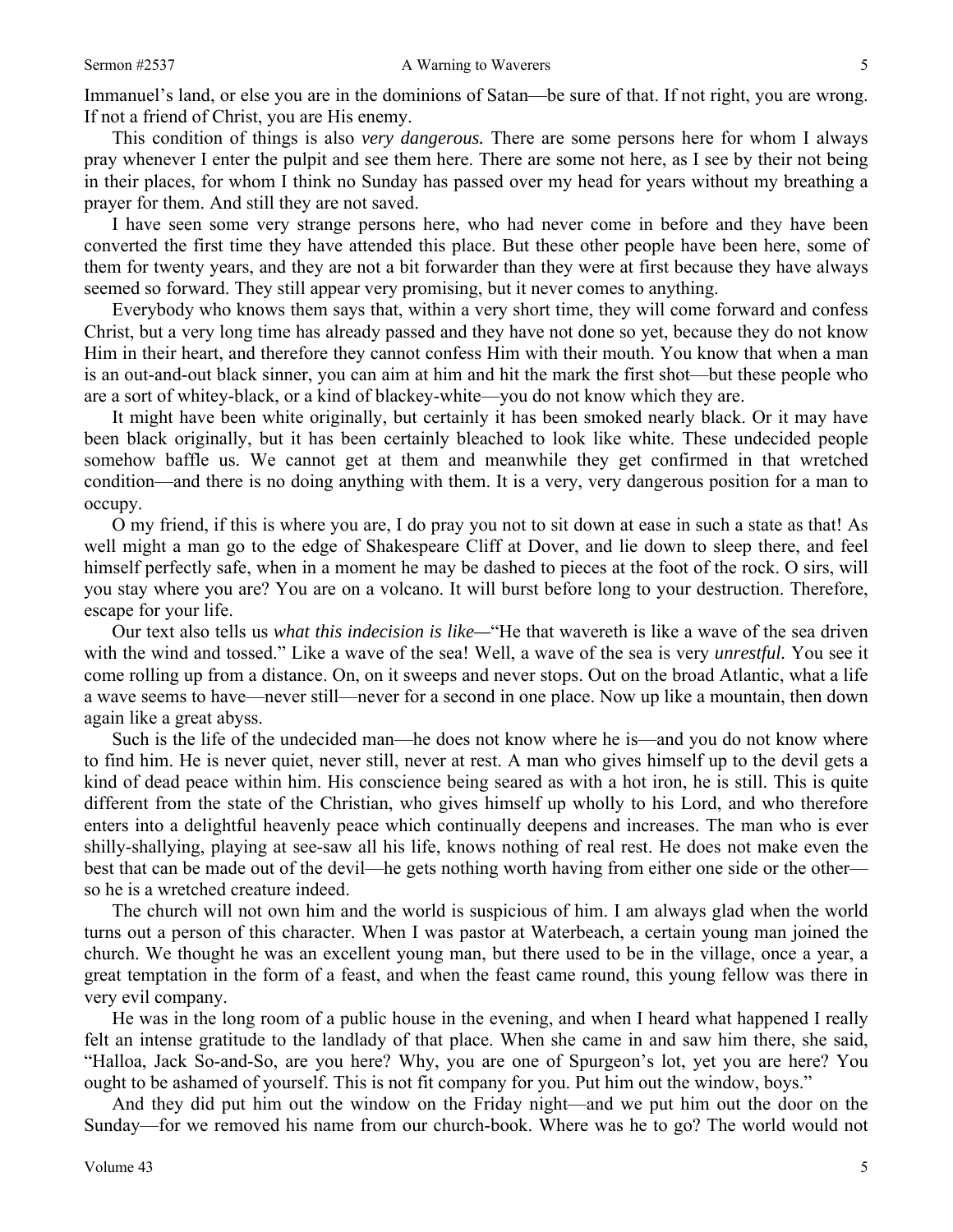Immanuel's land, or else you are in the dominions of Satan—be sure of that. If not right, you are wrong. If not a friend of Christ, you are His enemy.

This condition of things is also *very dangerous.* There are some persons here for whom I always pray whenever I enter the pulpit and see them here. There are some not here, as I see by their not being in their places, for whom I think no Sunday has passed over my head for years without my breathing a prayer for them. And still they are not saved.

I have seen some very strange persons here, who had never come in before and they have been converted the first time they have attended this place. But these other people have been here, some of them for twenty years, and they are not a bit forwarder than they were at first because they have always seemed so forward. They still appear very promising, but it never comes to anything.

Everybody who knows them says that, within a very short time, they will come forward and confess Christ, but a very long time has already passed and they have not done so yet, because they do not know Him in their heart, and therefore they cannot confess Him with their mouth. You know that when a man is an out-and-out black sinner, you can aim at him and hit the mark the first shot—but these people who are a sort of whitey-black, or a kind of blackey-white—you do not know which they are.

It might have been white originally, but certainly it has been smoked nearly black. Or it may have been black originally, but it has been certainly bleached to look like white. These undecided people somehow baffle us. We cannot get at them and meanwhile they get confirmed in that wretched condition—and there is no doing anything with them. It is a very, very dangerous position for a man to occupy.

O my friend, if this is where you are, I do pray you not to sit down at ease in such a state as that! As well might a man go to the edge of Shakespeare Cliff at Dover, and lie down to sleep there, and feel himself perfectly safe, when in a moment he may be dashed to pieces at the foot of the rock. O sirs, will you stay where you are? You are on a volcano. It will burst before long to your destruction. Therefore, escape for your life.

Our text also tells us *what this indecision is like—*"He that wavereth is like a wave of the sea driven with the wind and tossed." Like a wave of the sea! Well, a wave of the sea is very *unrestful.* You see it come rolling up from a distance. On, on it sweeps and never stops. Out on the broad Atlantic, what a life a wave seems to have—never still—never for a second in one place. Now up like a mountain, then down again like a great abyss.

Such is the life of the undecided man—he does not know where he is—and you do not know where to find him. He is never quiet, never still, never at rest. A man who gives himself up to the devil gets a kind of dead peace within him. His conscience being seared as with a hot iron, he is still. This is quite different from the state of the Christian, who gives himself up wholly to his Lord, and who therefore enters into a delightful heavenly peace which continually deepens and increases. The man who is ever shilly-shallying, playing at see-saw all his life, knows nothing of real rest. He does not make even the best that can be made out of the devil—he gets nothing worth having from either one side or the other—so he is a wretched creature indeed.

The church will not own him and the world is suspicious of him. I am always glad when the world turns out a person of this character. When I was pastor at Waterbeach, a certain young man joined the church. We thought he was an excellent young man, but there used to be in the village, once a year, a great temptation in the form of a feast, and when the feast came round, this young fellow was there in very evil company.

He was in the long room of a public house in the evening, and when I heard what happened I really felt an intense gratitude to the landlady of that place. When she came in and saw him there, she said, "Halloa, Jack So-and-So, are you here? Why, you are one of Spurgeon's lot, yet you are here? You ought to be ashamed of yourself. This is not fit company for you. Put him out the window, boys."

And they did put him out the window on the Friday night—and we put him out the door on the Sunday—for we removed his name from our church-book. Where was he to go? The world would not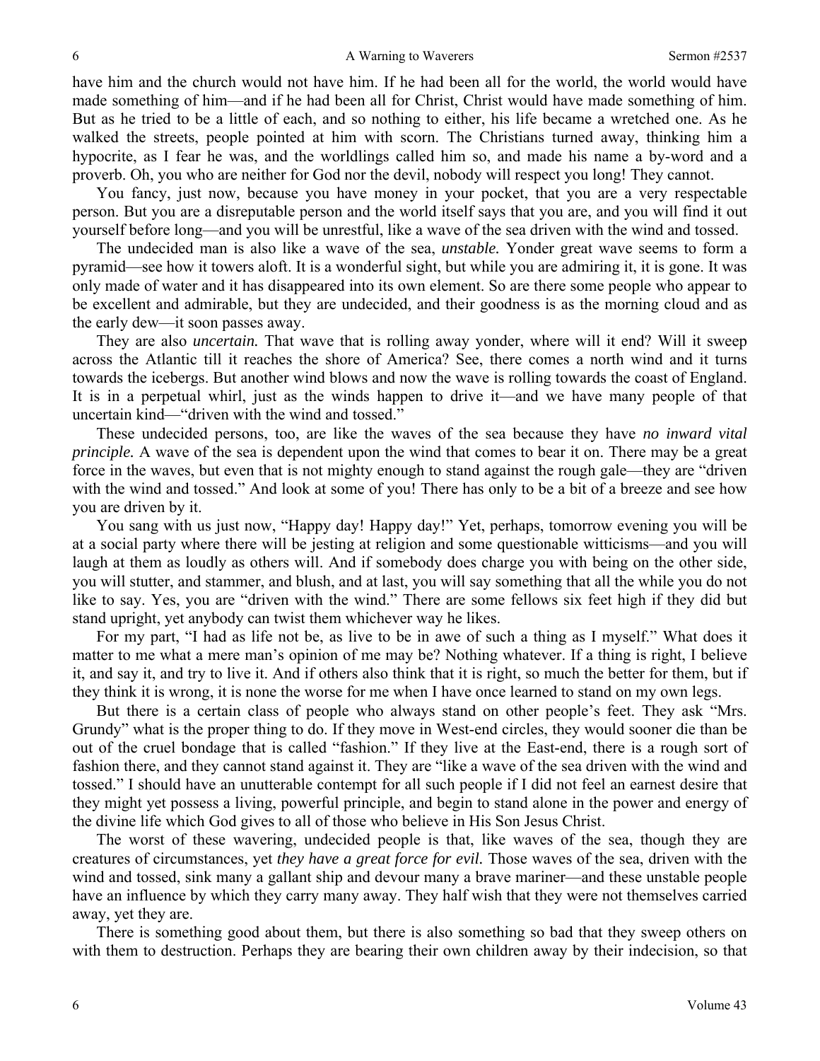have him and the church would not have him. If he had been all for the world, the world would have made something of him—and if he had been all for Christ, Christ would have made something of him. But as he tried to be a little of each, and so nothing to either, his life became a wretched one. As he walked the streets, people pointed at him with scorn. The Christians turned away, thinking him a hypocrite, as I fear he was, and the worldlings called him so, and made his name a by-word and a proverb. Oh, you who are neither for God nor the devil, nobody will respect you long! They cannot.

You fancy, just now, because you have money in your pocket, that you are a very respectable person. But you are a disreputable person and the world itself says that you are, and you will find it out yourself before long—and you will be unrestful, like a wave of the sea driven with the wind and tossed.

The undecided man is also like a wave of the sea, *unstable.* Yonder great wave seems to form a pyramid—see how it towers aloft. It is a wonderful sight, but while you are admiring it, it is gone. It was only made of water and it has disappeared into its own element. So are there some people who appear to be excellent and admirable, but they are undecided, and their goodness is as the morning cloud and as the early dew—it soon passes away.

They are also *uncertain.* That wave that is rolling away yonder, where will it end? Will it sweep across the Atlantic till it reaches the shore of America? See, there comes a north wind and it turns towards the icebergs. But another wind blows and now the wave is rolling towards the coast of England. It is in a perpetual whirl, just as the winds happen to drive it—and we have many people of that uncertain kind—"driven with the wind and tossed."

These undecided persons, too, are like the waves of the sea because they have *no inward vital principle.* A wave of the sea is dependent upon the wind that comes to bear it on. There may be a great force in the waves, but even that is not mighty enough to stand against the rough gale—they are "driven with the wind and tossed." And look at some of you! There has only to be a bit of a breeze and see how you are driven by it.

You sang with us just now, "Happy day! Happy day!" Yet, perhaps, tomorrow evening you will be at a social party where there will be jesting at religion and some questionable witticisms—and you will laugh at them as loudly as others will. And if somebody does charge you with being on the other side, you will stutter, and stammer, and blush, and at last, you will say something that all the while you do not like to say. Yes, you are "driven with the wind." There are some fellows six feet high if they did but stand upright, yet anybody can twist them whichever way he likes.

For my part, "I had as life not be, as live to be in awe of such a thing as I myself." What does it matter to me what a mere man's opinion of me may be? Nothing whatever. If a thing is right, I believe it, and say it, and try to live it. And if others also think that it is right, so much the better for them, but if they think it is wrong, it is none the worse for me when I have once learned to stand on my own legs.

But there is a certain class of people who always stand on other people's feet. They ask "Mrs. Grundy" what is the proper thing to do. If they move in West-end circles, they would sooner die than be out of the cruel bondage that is called "fashion." If they live at the East-end, there is a rough sort of fashion there, and they cannot stand against it. They are "like a wave of the sea driven with the wind and tossed." I should have an unutterable contempt for all such people if I did not feel an earnest desire that they might yet possess a living, powerful principle, and begin to stand alone in the power and energy of the divine life which God gives to all of those who believe in His Son Jesus Christ.

The worst of these wavering, undecided people is that, like waves of the sea, though they are creatures of circumstances, yet *they have a great force for evil.* Those waves of the sea, driven with the wind and tossed, sink many a gallant ship and devour many a brave mariner—and these unstable people have an influence by which they carry many away. They half wish that they were not themselves carried away, yet they are.

There is something good about them, but there is also something so bad that they sweep others on with them to destruction. Perhaps they are bearing their own children away by their indecision, so that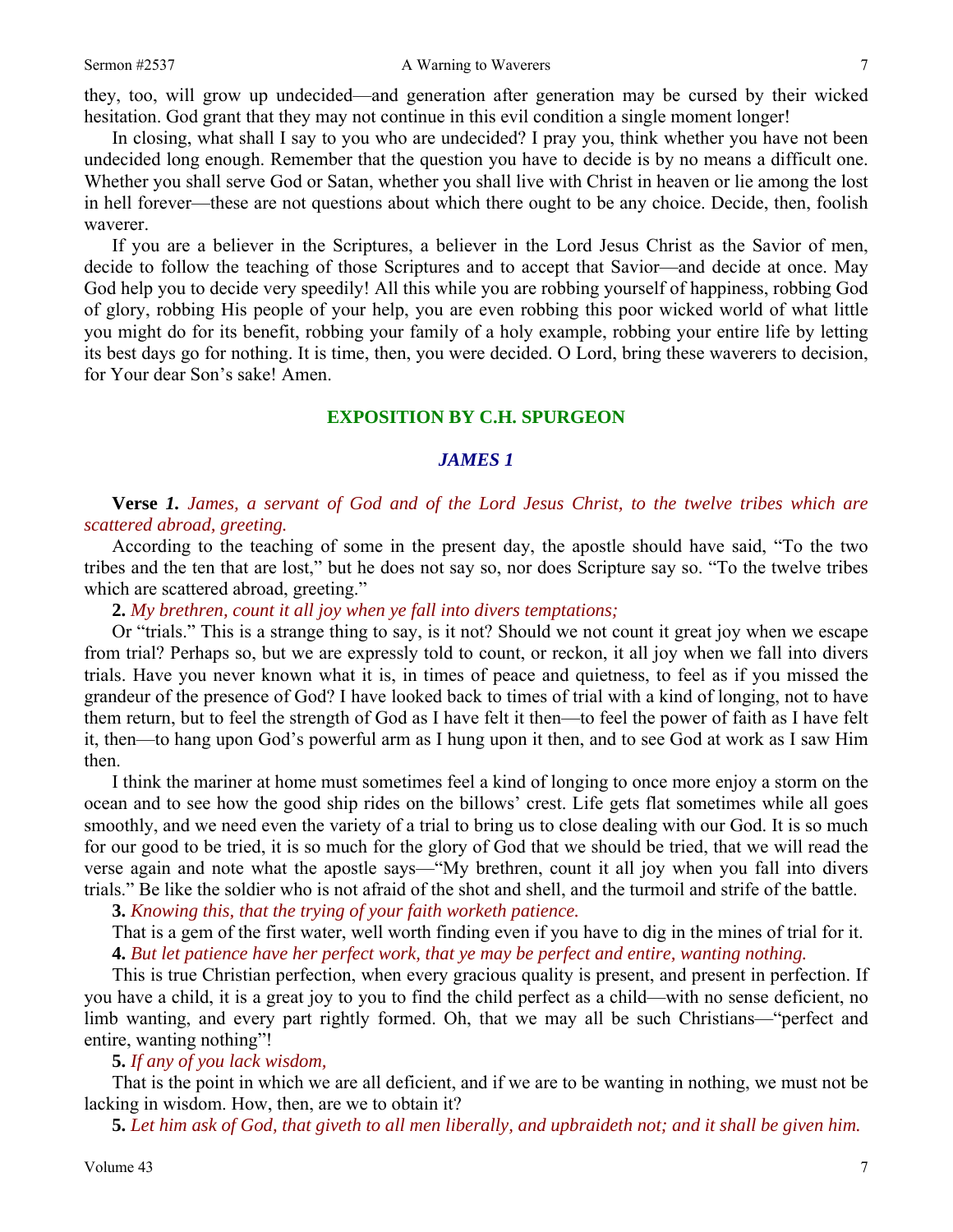they, too, will grow up undecided—and generation after generation may be cursed by their wicked hesitation. God grant that they may not continue in this evil condition a single moment longer!

In closing, what shall I say to you who are undecided? I pray you, think whether you have not been undecided long enough. Remember that the question you have to decide is by no means a difficult one. Whether you shall serve God or Satan, whether you shall live with Christ in heaven or lie among the lost in hell forever—these are not questions about which there ought to be any choice. Decide, then, foolish waverer.

If you are a believer in the Scriptures, a believer in the Lord Jesus Christ as the Savior of men, decide to follow the teaching of those Scriptures and to accept that Savior—and decide at once. May God help you to decide very speedily! All this while you are robbing yourself of happiness, robbing God of glory, robbing His people of your help, you are even robbing this poor wicked world of what little you might do for its benefit, robbing your family of a holy example, robbing your entire life by letting its best days go for nothing. It is time, then, you were decided. O Lord, bring these waverers to decision, for Your dear Son's sake! Amen.

## EXPOSITION BY C.H. SPURGEON

### *JAMES 1*

**Verse *1.*** *James, a servant of God and of the Lord Jesus Christ, to the twelve tribes which are scattered abroad, greeting.*

According to the teaching of some in the present day, the apostle should have said, "To the two tribes and the ten that are lost," but he does not say so, nor does Scripture say so. "To the twelve tribes which are scattered abroad, greeting."

**2.** *My brethren, count it all joy when ye fall into divers temptations;*

Or "trials." This is a strange thing to say, is it not? Should we not count it great joy when we escape from trial? Perhaps so, but we are expressly told to count, or reckon, it all joy when we fall into divers trials. Have you never known what it is, in times of peace and quietness, to feel as if you missed the grandeur of the presence of God? I have looked back to times of trial with a kind of longing, not to have them return, but to feel the strength of God as I have felt it then—to feel the power of faith as I have felt it, then—to hang upon God's powerful arm as I hung upon it then, and to see God at work as I saw Him then.

I think the mariner at home must sometimes feel a kind of longing to once more enjoy a storm on the ocean and to see how the good ship rides on the billows' crest. Life gets flat sometimes while all goes smoothly, and we need even the variety of a trial to bring us to close dealing with our God. It is so much for our good to be tried, it is so much for the glory of God that we should be tried, that we will read the verse again and note what the apostle says—"My brethren, count it all joy when you fall into divers trials." Be like the soldier who is not afraid of the shot and shell, and the turmoil and strife of the battle.

**3.** *Knowing this, that the trying of your faith worketh patience.*

That is a gem of the first water, well worth finding even if you have to dig in the mines of trial for it.

**4.** *But let patience have her perfect work, that ye may be perfect and entire, wanting nothing.*

This is true Christian perfection, when every gracious quality is present, and present in perfection. If you have a child, it is a great joy to you to find the child perfect as a child—with no sense deficient, no limb wanting, and every part rightly formed. Oh, that we may all be such Christians—"perfect and entire, wanting nothing"!

**5.** *If any of you lack wisdom,*

That is the point in which we are all deficient, and if we are to be wanting in nothing, we must not be lacking in wisdom. How, then, are we to obtain it?

**5.** *Let him ask of God, that giveth to all men liberally, and upbraideth not; and it shall be given him.*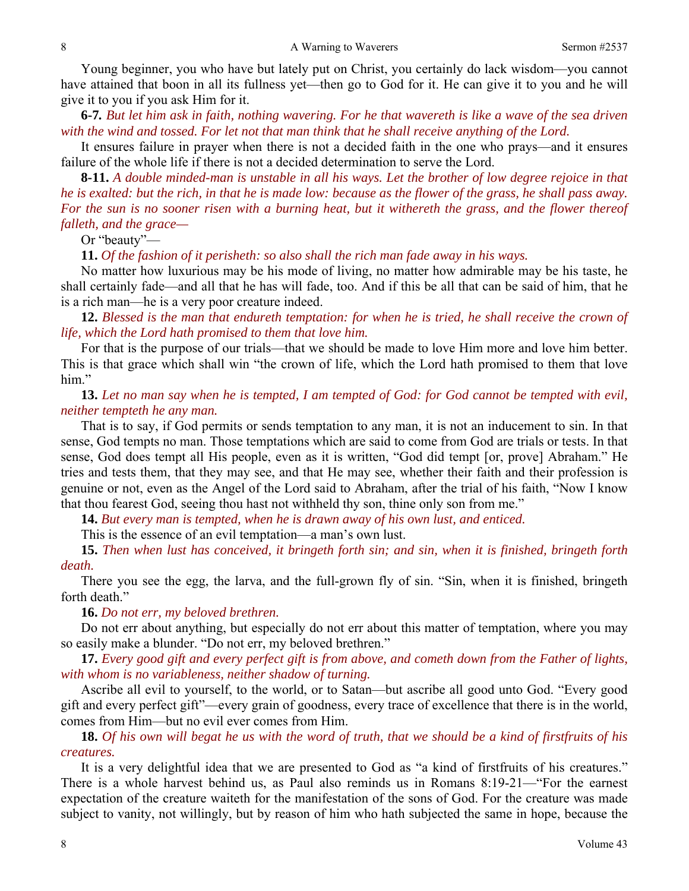Young beginner, you who have but lately put on Christ, you certainly do lack wisdom—you cannot have attained that boon in all its fullness yet—then go to God for it. He can give it to you and he will give it to you if you ask Him for it.

**6-7.** *But let him ask in faith, nothing wavering. For he that wavereth is like a wave of the sea driven with the wind and tossed. For let not that man think that he shall receive anything of the Lord.*

It ensures failure in prayer when there is not a decided faith in the one who prays—and it ensures failure of the whole life if there is not a decided determination to serve the Lord.

**8-11.** *A double minded-man is unstable in all his ways. Let the brother of low degree rejoice in that he is exalted: but the rich, in that he is made low: because as the flower of the grass, he shall pass away. For the sun is no sooner risen with a burning heat, but it withereth the grass, and the flower thereof falleth, and the grace—*

Or "beauty"—

**11.** *Of the fashion of it perisheth: so also shall the rich man fade away in his ways.*

No matter how luxurious may be his mode of living, no matter how admirable may be his taste, he shall certainly fade—and all that he has will fade, too. And if this be all that can be said of him, that he is a rich man—he is a very poor creature indeed.

**12.** *Blessed is the man that endureth temptation: for when he is tried, he shall receive the crown of life, which the Lord hath promised to them that love him.*

For that is the purpose of our trials—that we should be made to love Him more and love him better. This is that grace which shall win "the crown of life, which the Lord hath promised to them that love him."

**13.** *Let no man say when he is tempted, I am tempted of God: for God cannot be tempted with evil, neither tempteth he any man.*

That is to say, if God permits or sends temptation to any man, it is not an inducement to sin. In that sense, God tempts no man. Those temptations which are said to come from God are trials or tests. In that sense, God does tempt all His people, even as it is written, "God did tempt [or, prove] Abraham." He tries and tests them, that they may see, and that He may see, whether their faith and their profession is genuine or not, even as the Angel of the Lord said to Abraham, after the trial of his faith, "Now I know that thou fearest God, seeing thou hast not withheld thy son, thine only son from me."

**14.** *But every man is tempted, when he is drawn away of his own lust, and enticed.*

This is the essence of an evil temptation—a man's own lust.

**15.** *Then when lust has conceived, it bringeth forth sin; and sin, when it is finished, bringeth forth death.*

There you see the egg, the larva, and the full-grown fly of sin. "Sin, when it is finished, bringeth forth death."

**16.** *Do not err, my beloved brethren.*

Do not err about anything, but especially do not err about this matter of temptation, where you may so easily make a blunder. "Do not err, my beloved brethren."

**17.** *Every good gift and every perfect gift is from above, and cometh down from the Father of lights, with whom is no variableness, neither shadow of turning.*

Ascribe all evil to yourself, to the world, or to Satan—but ascribe all good unto God. "Every good gift and every perfect gift"—every grain of goodness, every trace of excellence that there is in the world, comes from Him—but no evil ever comes from Him.

**18.** *Of his own will begat he us with the word of truth, that we should be a kind of firstfruits of his creatures.*

It is a very delightful idea that we are presented to God as "a kind of firstfruits of his creatures." There is a whole harvest behind us, as Paul also reminds us in Romans 8:19-21—"For the earnest expectation of the creature waiteth for the manifestation of the sons of God. For the creature was made subject to vanity, not willingly, but by reason of him who hath subjected the same in hope, because the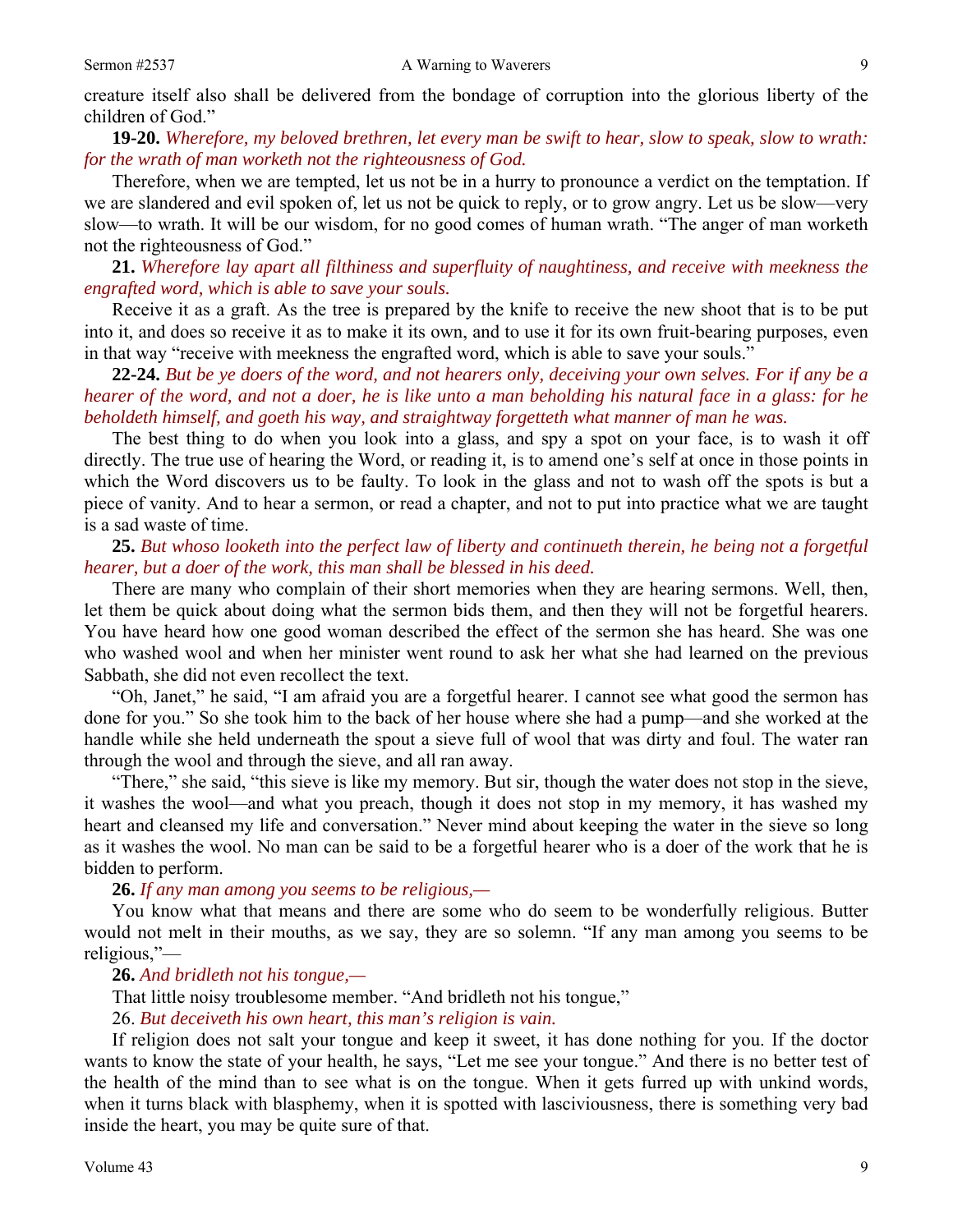creature itself also shall be delivered from the bondage of corruption into the glorious liberty of the children of God."

**19-20.** *Wherefore, my beloved brethren, let every man be swift to hear, slow to speak, slow to wrath: for the wrath of man worketh not the righteousness of God.*

Therefore, when we are tempted, let us not be in a hurry to pronounce a verdict on the temptation. If we are slandered and evil spoken of, let us not be quick to reply, or to grow angry. Let us be slow—very slow—to wrath. It will be our wisdom, for no good comes of human wrath. "The anger of man worketh not the righteousness of God."

**21.** *Wherefore lay apart all filthiness and superfluity of naughtiness, and receive with meekness the engrafted word, which is able to save your souls.*

Receive it as a graft. As the tree is prepared by the knife to receive the new shoot that is to be put into it, and does so receive it as to make it its own, and to use it for its own fruit-bearing purposes, even in that way "receive with meekness the engrafted word, which is able to save your souls."

**22-24.** *But be ye doers of the word, and not hearers only, deceiving your own selves. For if any be a hearer of the word, and not a doer, he is like unto a man beholding his natural face in a glass: for he beholdeth himself, and goeth his way, and straightway forgetteth what manner of man he was.*

The best thing to do when you look into a glass, and spy a spot on your face, is to wash it off directly. The true use of hearing the Word, or reading it, is to amend one's self at once in those points in which the Word discovers us to be faulty. To look in the glass and not to wash off the spots is but a piece of vanity. And to hear a sermon, or read a chapter, and not to put into practice what we are taught is a sad waste of time.

**25.** *But whoso looketh into the perfect law of liberty and continueth therein, he being not a forgetful hearer, but a doer of the work, this man shall be blessed in his deed.*

There are many who complain of their short memories when they are hearing sermons. Well, then, let them be quick about doing what the sermon bids them, and then they will not be forgetful hearers. You have heard how one good woman described the effect of the sermon she has heard. She was one who washed wool and when her minister went round to ask her what she had learned on the previous Sabbath, she did not even recollect the text.

"Oh, Janet," he said, "I am afraid you are a forgetful hearer. I cannot see what good the sermon has done for you." So she took him to the back of her house where she had a pump—and she worked at the handle while she held underneath the spout a sieve full of wool that was dirty and foul. The water ran through the wool and through the sieve, and all ran away.

"There," she said, "this sieve is like my memory. But sir, though the water does not stop in the sieve, it washes the wool—and what you preach, though it does not stop in my memory, it has washed my heart and cleansed my life and conversation." Never mind about keeping the water in the sieve so long as it washes the wool. No man can be said to be a forgetful hearer who is a doer of the work that he is bidden to perform.

**26.** *If any man among you seems to be religious,—*

You know what that means and there are some who do seem to be wonderfully religious. Butter would not melt in their mouths, as we say, they are so solemn. "If any man among you seems to be religious,"—

**26.** *And bridleth not his tongue,—*

That little noisy troublesome member. "And bridleth not his tongue,"

26. *But deceiveth his own heart, this man's religion is vain.*

If religion does not salt your tongue and keep it sweet, it has done nothing for you. If the doctor wants to know the state of your health, he says, "Let me see your tongue." And there is no better test of the health of the mind than to see what is on the tongue. When it gets furred up with unkind words, when it turns black with blasphemy, when it is spotted with lasciviousness, there is something very bad inside the heart, you may be quite sure of that.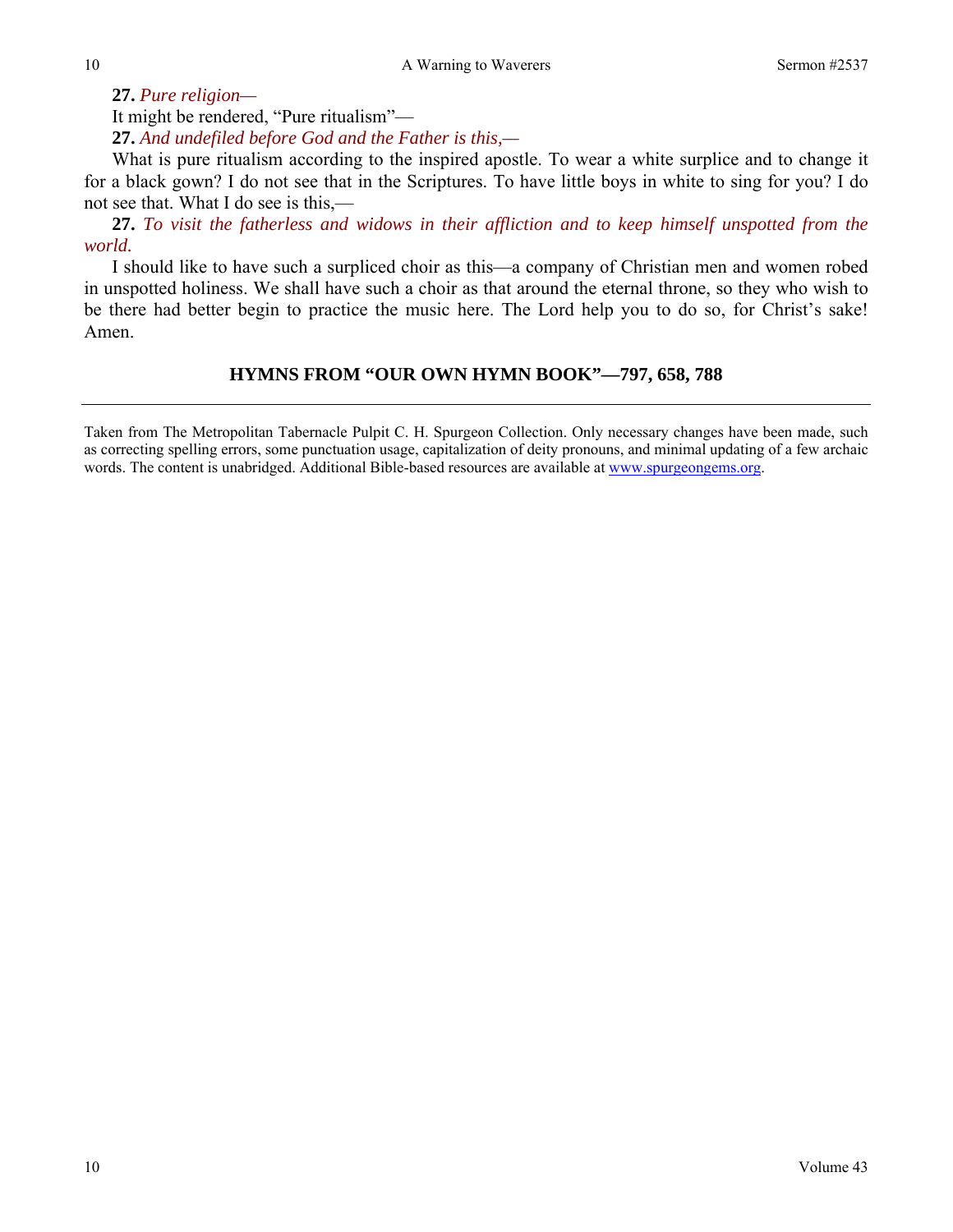**27.** *Pure religion—*

It might be rendered, "Pure ritualism"—

**27.** *And undefiled before God and the Father is this,—*

What is pure ritualism according to the inspired apostle. To wear a white surplice and to change it for a black gown? I do not see that in the Scriptures. To have little boys in white to sing for you? I do not see that. What I do see is this,—

**27.** *To visit the fatherless and widows in their affliction and to keep himself unspotted from the world.*

I should like to have such a surpliced choir as this—a company of Christian men and women robed in unspotted holiness. We shall have such a choir as that around the eternal throne, so they who wish to be there had better begin to practice the music here. The Lord help you to do so, for Christ's sake! Amen.

## HYMNS FROM "OUR OWN HYMN BOOK"—797, 658, 788

---

Taken from The Metropolitan Tabernacle Pulpit C. H. Spurgeon Collection. Only necessary changes have been made, such as correcting spelling errors, some punctuation usage, capitalization of deity pronouns, and minimal updating of a few archaic words. The content is unabridged. Additional Bible-based resources are available at www.spurgeongems.org.